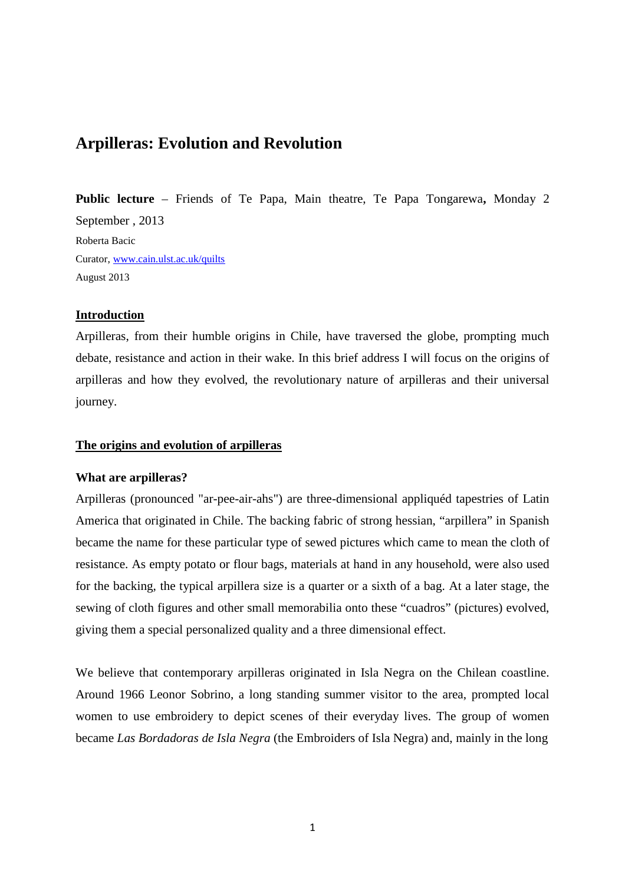# Arpilleras: Evolution and Revolution

**Public lecture** – Friends of Te Papa, Main theatre, Te Papa Tongarewa**,** Monday 2 September , 2013

Roberta Bacic

Curator, www.cain.ulst.ac.uk/quilts

August 2013

## Introduction

Arpilleras, from their humble origins in Chile, have traversed the globe, prompting much debate, resistance and action in their wake. In this brief address I will focus on the origins of arpilleras and how they evolved, the revolutionary nature of arpilleras and their universal journey.

## The origins and evolution of arpilleras

### What are arpilleras?

Arpilleras (pronounced "ar-pee-air-ahs") are three-dimensional appliquéd tapestries of Latin America that originated in Chile. The backing fabric of strong hessian, "arpillera" in Spanish became the name for these particular type of sewed pictures which came to mean the cloth of resistance. As empty potato or flour bags, materials at hand in any household, were also used for the backing, the typical arpillera size is a quarter or a sixth of a bag. At a later stage, the sewing of cloth figures and other small memorabilia onto these "cuadros" (pictures) evolved, giving them a special personalized quality and a three dimensional effect.

We believe that contemporary arpilleras originated in Isla Negra on the Chilean coastline. Around 1966 Leonor Sobrino, a long standing summer visitor to the area, prompted local women to use embroidery to depict scenes of their everyday lives. The group of women became *Las Bordadoras de Isla Negra* (the Embroiders of Isla Negra) and, mainly in the long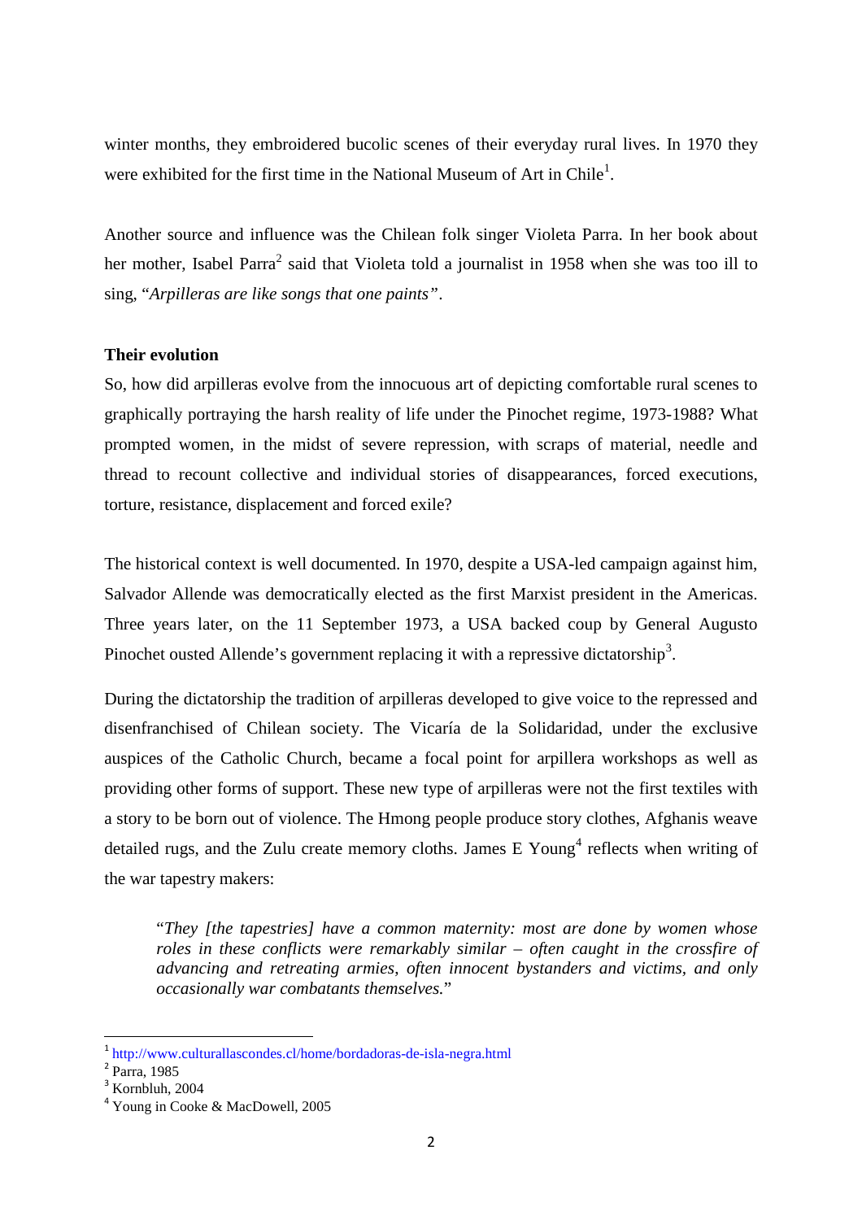winter months, they embroidered bucolic scenes of their everyday rural lives. In 1970 they were exhibited for the first time in the National Museum of Art in Chile[1].

Another source and influence was the Chilean folk singer Violeta Parra. In her book about her mother, Isabel Parra[2] said that Violeta told a journalist in 1958 when she was too ill to sing, "*Arpilleras are like songs that one paints*".

**Their evolution**

So, how did arpilleras evolve from the innocuous art of depicting comfortable rural scenes to graphically portraying the harsh reality of life under the Pinochet regime, 1973-1988? What prompted women, in the midst of severe repression, with scraps of material, needle and thread to recount collective and individual stories of disappearances, forced executions, torture, resistance, displacement and forced exile?

The historical context is well documented. In 1970, despite a USA-led campaign against him, Salvador Allende was democratically elected as the first Marxist president in the Americas. Three years later, on the 11 September 1973, a USA backed coup by General Augusto Pinochet ousted Allende's government replacing it with a repressive dictatorship[3].

During the dictatorship the tradition of arpilleras developed to give voice to the repressed and disenfranchised of Chilean society. The Vicaría de la Solidaridad, under the exclusive auspices of the Catholic Church, became a focal point for arpillera workshops as well as providing other forms of support. These new type of arpilleras were not the first textiles with a story to be born out of violence. The Hmong people produce story clothes, Afghanis weave detailed rugs, and the Zulu create memory cloths. James E Young[4] reflects when writing of the war tapestry makers:

> "*They [the tapestries] have a common maternity: most are done by women whose roles in these conflicts were remarkably similar – often caught in the crossfire of advancing and retreating armies, often innocent bystanders and victims, and only occasionally war combatants themselves.*"

---

[1] http://www.culturallascondes.cl/home/bordadoras-de-isla-negra.html

[2] Parra, 1985

[3] Kornbluh, 2004

[4] Young in Cooke & MacDowell, 2005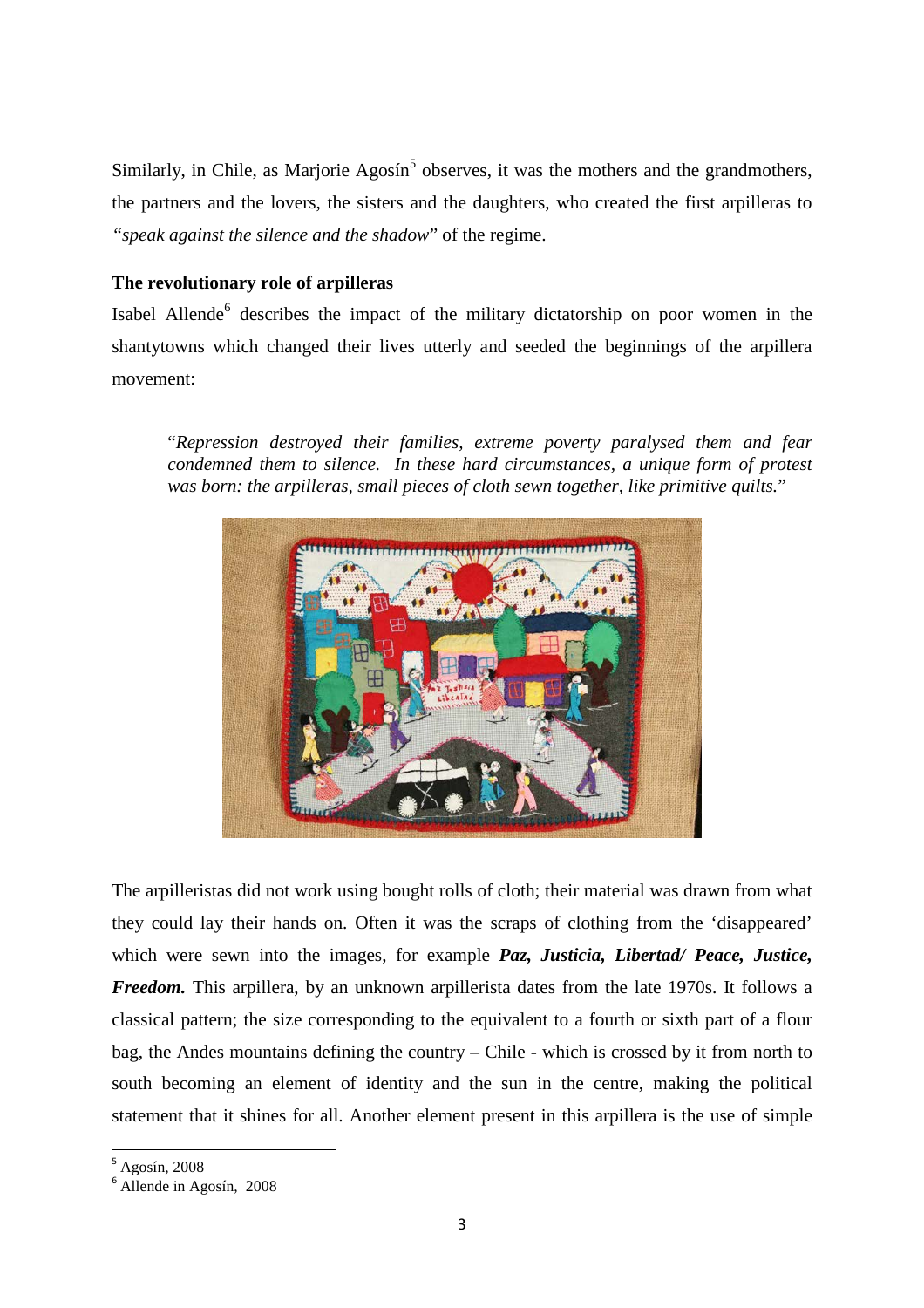Similarly, in Chile, as Marjorie Agosín[5] observes, it was the mothers and the grandmothers, the partners and the lovers, the sisters and the daughters, who created the first arpilleras to *"speak against the silence and the shadow*" of the regime.

**The revolutionary role of arpilleras**

Isabel Allende[6] describes the impact of the military dictatorship on poor women in the shantytowns which changed their lives utterly and seeded the beginnings of the arpillera movement:

> "*Repression destroyed their families, extreme poverty paralysed them and fear condemned them to silence. In these hard circumstances, a unique form of protest was born: the arpilleras, small pieces of cloth sewn together, like primitive quilts.*"

The arpilleristas did not work using bought rolls of cloth; their material was drawn from what they could lay their hands on. Often it was the scraps of clothing from the 'disappeared' which were sewn into the images, for example ***Paz, Justicia, Libertad/ Peace, Justice, Freedom.*** This arpillera, by an unknown arpillerista dates from the late 1970s. It follows a classical pattern; the size corresponding to the equivalent to a fourth or sixth part of a flour bag, the Andes mountains defining the country – Chile - which is crossed by it from north to south becoming an element of identity and the sun in the centre, making the political statement that it shines for all. Another element present in this arpillera is the use of simple

---

[5] Agosín, 2008

[6] Allende in Agosín, 2008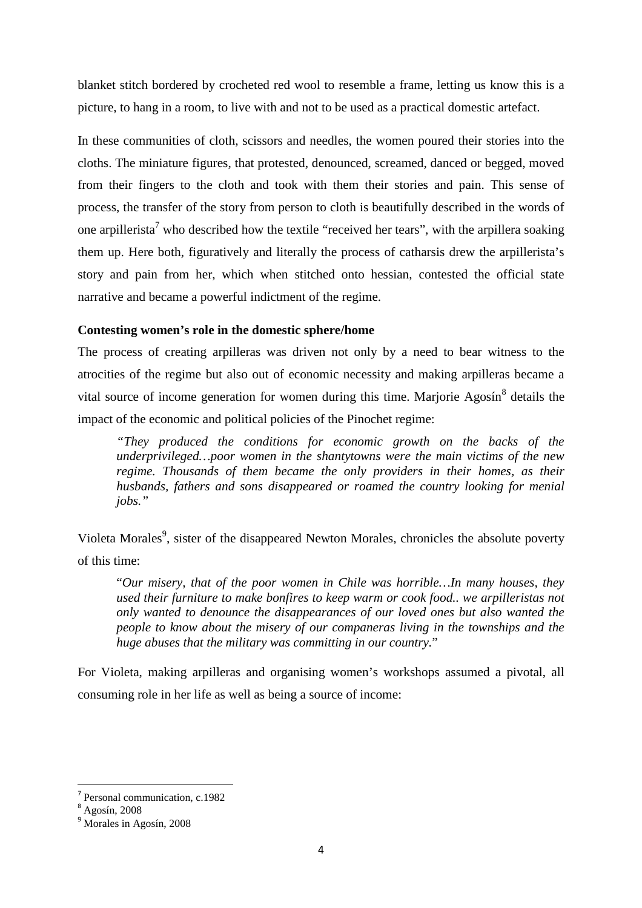blanket stitch bordered by crocheted red wool to resemble a frame, letting us know this is a picture, to hang in a room, to live with and not to be used as a practical domestic artefact.

In these communities of cloth, scissors and needles, the women poured their stories into the cloths. The miniature figures, that protested, denounced, screamed, danced or begged, moved from their fingers to the cloth and took with them their stories and pain. This sense of process, the transfer of the story from person to cloth is beautifully described in the words of one arpillerista[7] who described how the textile "received her tears", with the arpillera soaking them up. Here both, figuratively and literally the process of catharsis drew the arpillerista's story and pain from her, which when stitched onto hessian, contested the official state narrative and became a powerful indictment of the regime.

**Contesting women's role in the domestic sphere/home**

The process of creating arpilleras was driven not only by a need to bear witness to the atrocities of the regime but also out of economic necessity and making arpilleras became a vital source of income generation for women during this time. Marjorie Agosín[8] details the impact of the economic and political policies of the Pinochet regime:

> *"They produced the conditions for economic growth on the backs of the underprivileged…poor women in the shantytowns were the main victims of the new regime. Thousands of them became the only providers in their homes, as their husbands, fathers and sons disappeared or roamed the country looking for menial jobs."*

Violeta Morales[9], sister of the disappeared Newton Morales, chronicles the absolute poverty of this time:

> "*Our misery, that of the poor women in Chile was horrible…In many houses, they used their furniture to make bonfires to keep warm or cook food.. we arpilleristas not only wanted to denounce the disappearances of our loved ones but also wanted the people to know about the misery of our companeras living in the townships and the huge abuses that the military was committing in our country.*"

For Violeta, making arpilleras and organising women's workshops assumed a pivotal, all consuming role in her life as well as being a source of income:

---

[7] Personal communication, c.1982

[8] Agosín, 2008

[9] Morales in Agosín, 2008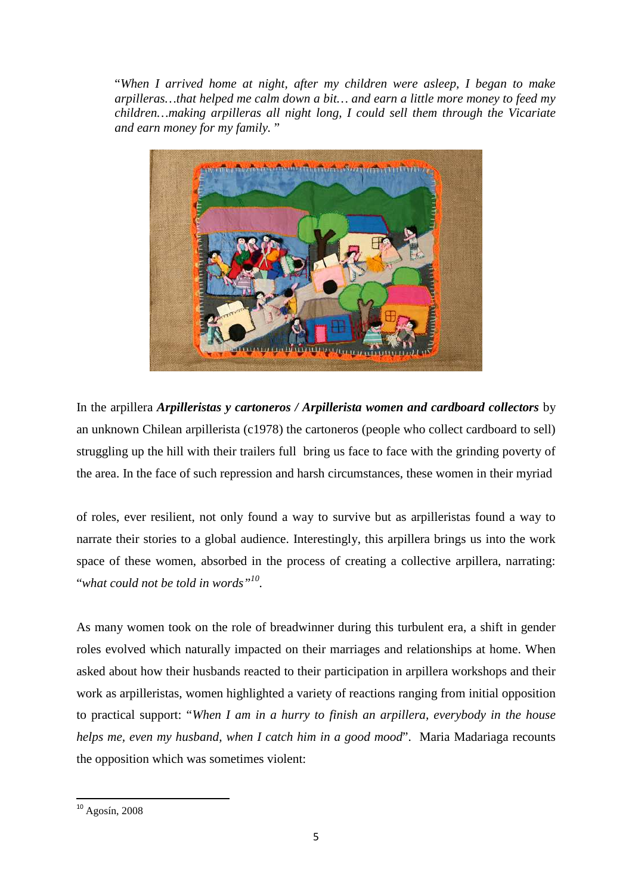*"When I arrived home at night, after my children were asleep, I began to make arpilleras…that helped me calm down a bit… and earn a little more money to feed my children…making arpilleras all night long, I could sell them through the Vicariate and earn money for my family."*

In the arpillera ***Arpilleristas y cartoneros / Arpillerista women and cardboard collectors*** by an unknown Chilean arpillerista (c1978) the cartoneros (people who collect cardboard to sell) struggling up the hill with their trailers full bring us face to face with the grinding poverty of the area. In the face of such repression and harsh circumstances, these women in their myriad of roles, ever resilient, not only found a way to survive but as arpilleristas found a way to narrate their stories to a global audience. Interestingly, this arpillera brings us into the work space of these women, absorbed in the process of creating a collective arpillera, narrating: "*what could not be told in words"*[10].

As many women took on the role of breadwinner during this turbulent era, a shift in gender roles evolved which naturally impacted on their marriages and relationships at home. When asked about how their husbands reacted to their participation in arpillera workshops and their work as arpilleristas, women highlighted a variety of reactions ranging from initial opposition to practical support: "*When I am in a hurry to finish an arpillera, everybody in the house helps me, even my husband, when I catch him in a good mood*". Maria Madariaga recounts the opposition which was sometimes violent:

[10] Agosín, 2008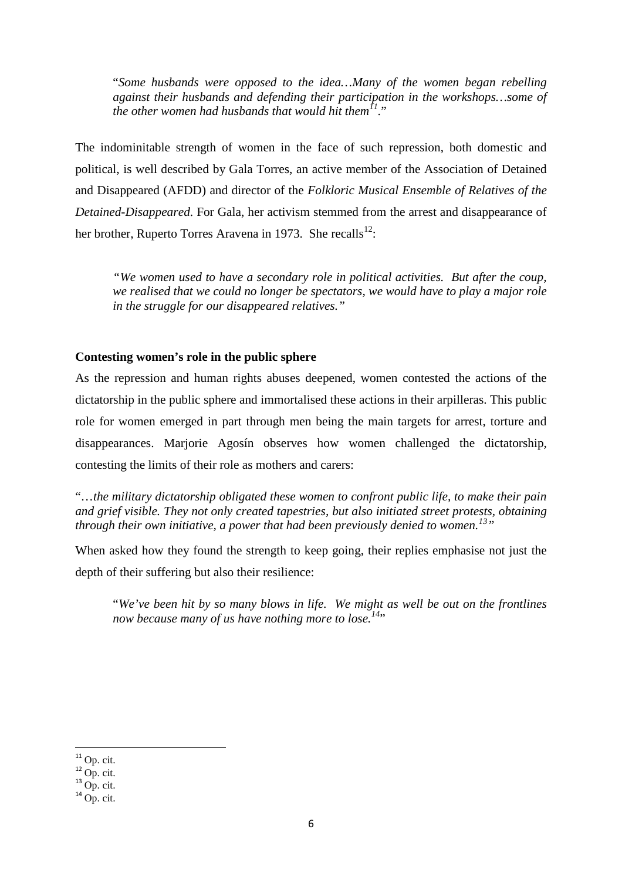> "*Some husbands were opposed to the idea…Many of the women began rebelling against their husbands and defending their participation in the workshops…some of the other women had husbands that would hit them*[11]."

The indominitable strength of women in the face of such repression, both domestic and political, is well described by Gala Torres, an active member of the Association of Detained and Disappeared (AFDD) and director of the *Folkloric Musical Ensemble of Relatives of the Detained-Disappeared*. For Gala, her activism stemmed from the arrest and disappearance of her brother, Ruperto Torres Aravena in 1973. She recalls[12]:

> *"We women used to have a secondary role in political activities. But after the coup, we realised that we could no longer be spectators, we would have to play a major role in the struggle for our disappeared relatives."*

**Contesting women's role in the public sphere**

As the repression and human rights abuses deepened, women contested the actions of the dictatorship in the public sphere and immortalised these actions in their arpilleras. This public role for women emerged in part through men being the main targets for arrest, torture and disappearances. Marjorie Agosín observes how women challenged the dictatorship, contesting the limits of their role as mothers and carers:

"…*the military dictatorship obligated these women to confront public life, to make their pain and grief visible. They not only created tapestries, but also initiated street protests, obtaining through their own initiative, a power that had been previously denied to women.*[13]"

When asked how they found the strength to keep going, their replies emphasise not just the depth of their suffering but also their resilience:

> "*We've been hit by so many blows in life. We might as well be out on the frontlines now because many of us have nothing more to lose.*[14]"

---

[11] Op. cit.

[12] Op. cit.

[13] Op. cit.

[14] Op. cit.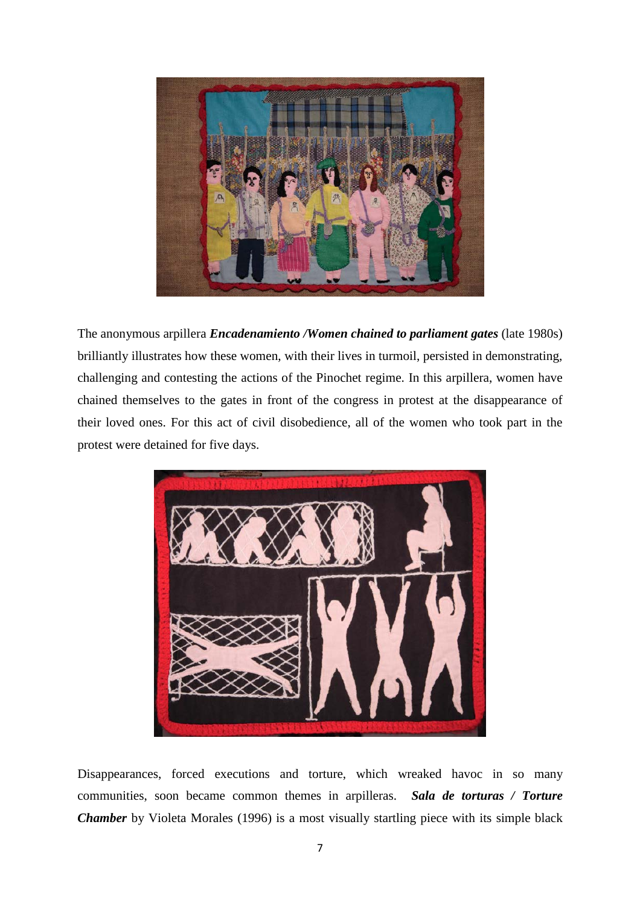The anonymous arpillera ***Encadenamiento /Women chained to parliament gates*** (late 1980s) brilliantly illustrates how these women, with their lives in turmoil, persisted in demonstrating, challenging and contesting the actions of the Pinochet regime. In this arpillera, women have chained themselves to the gates in front of the congress in protest at the disappearance of their loved ones. For this act of civil disobedience, all of the women who took part in the protest were detained for five days.

Disappearances, forced executions and torture, which wreaked havoc in so many communities, soon became common themes in arpilleras. ***Sala de torturas / Torture Chamber*** by Violeta Morales (1996) is a most visually startling piece with its simple black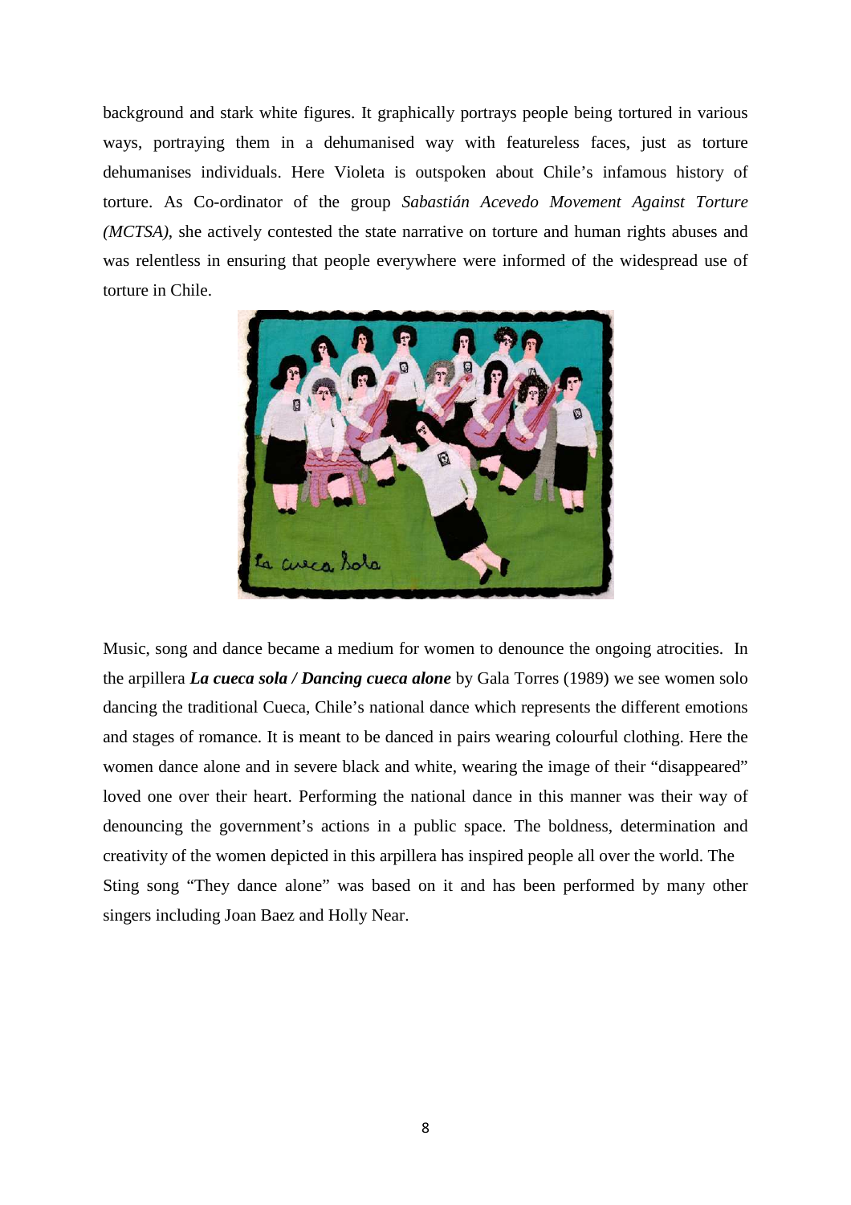background and stark white figures. It graphically portrays people being tortured in various ways, portraying them in a dehumanised way with featureless faces, just as torture dehumanises individuals. Here Violeta is outspoken about Chile's infamous history of torture. As Co-ordinator of the group *Sabastián Acevedo Movement Against Torture (MCTSA)*, she actively contested the state narrative on torture and human rights abuses and was relentless in ensuring that people everywhere were informed of the widespread use of torture in Chile.

Music, song and dance became a medium for women to denounce the ongoing atrocities. In the arpillera ***La cueca sola / Dancing cueca alone*** by Gala Torres (1989) we see women solo dancing the traditional Cueca, Chile's national dance which represents the different emotions and stages of romance. It is meant to be danced in pairs wearing colourful clothing. Here the women dance alone and in severe black and white, wearing the image of their "disappeared" loved one over their heart. Performing the national dance in this manner was their way of denouncing the government's actions in a public space. The boldness, determination and creativity of the women depicted in this arpillera has inspired people all over the world. The Sting song "They dance alone" was based on it and has been performed by many other singers including Joan Baez and Holly Near.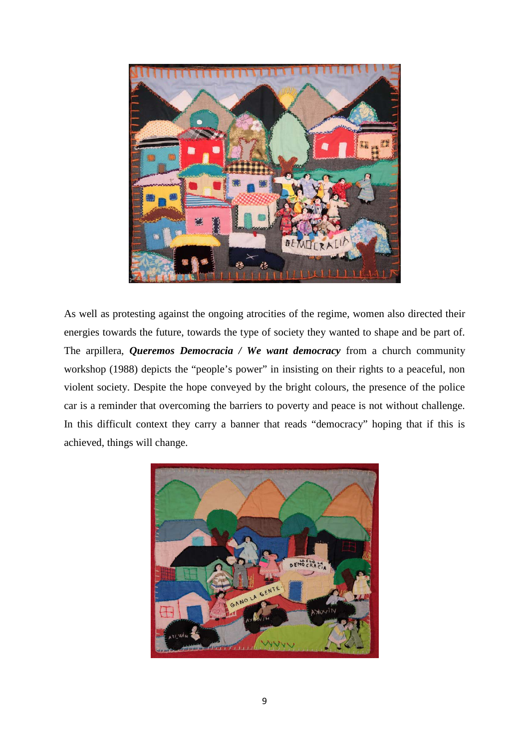As well as protesting against the ongoing atrocities of the regime, women also directed their energies towards the future, towards the type of society they wanted to shape and be part of. The arpillera, ***Queremos Democracia / We want democracy*** from a church community workshop (1988) depicts the "people's power" in insisting on their rights to a peaceful, non violent society. Despite the hope conveyed by the bright colours, the presence of the police car is a reminder that overcoming the barriers to poverty and peace is not without challenge. In this difficult context they carry a banner that reads "democracy" hoping that if this is achieved, things will change.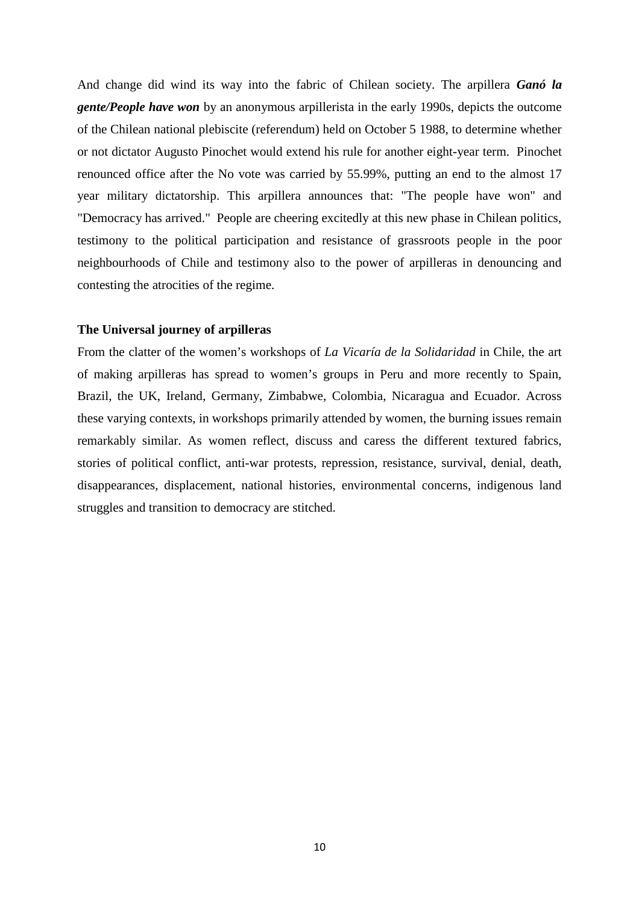And change did wind its way into the fabric of Chilean society. The arpillera ***Ganó la gente/People have won*** by an anonymous arpillerista in the early 1990s, depicts the outcome of the Chilean national plebiscite (referendum) held on October 5 1988, to determine whether or not dictator Augusto Pinochet would extend his rule for another eight-year term. Pinochet renounced office after the No vote was carried by 55.99%, putting an end to the almost 17 year military dictatorship. This arpillera announces that: "The people have won" and "Democracy has arrived." People are cheering excitedly at this new phase in Chilean politics, testimony to the political participation and resistance of grassroots people in the poor neighbourhoods of Chile and testimony also to the power of arpilleras in denouncing and contesting the atrocities of the regime.

**The Universal journey of arpilleras**

From the clatter of the women's workshops of *La Vicaría de la Solidaridad* in Chile, the art of making arpilleras has spread to women's groups in Peru and more recently to Spain, Brazil, the UK, Ireland, Germany, Zimbabwe, Colombia, Nicaragua and Ecuador. Across these varying contexts, in workshops primarily attended by women, the burning issues remain remarkably similar. As women reflect, discuss and caress the different textured fabrics, stories of political conflict, anti-war protests, repression, resistance, survival, denial, death, disappearances, displacement, national histories, environmental concerns, indigenous land struggles and transition to democracy are stitched.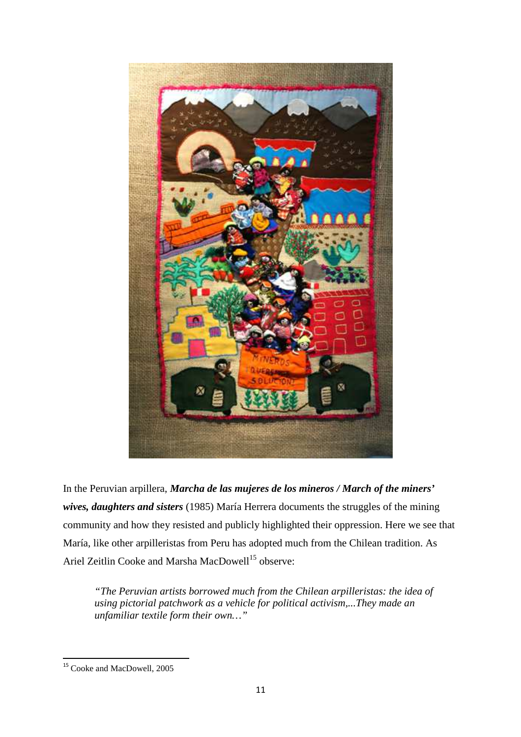In the Peruvian arpillera, ***Marcha de las mujeres de los mineros / March of the miners' wives, daughters and sisters*** (1985) María Herrera documents the struggles of the mining community and how they resisted and publicly highlighted their oppression. Here we see that María, like other arpilleristas from Peru has adopted much from the Chilean tradition. As Ariel Zeitlin Cooke and Marsha MacDowell[15] observe:

> *"The Peruvian artists borrowed much from the Chilean arpilleristas: the idea of using pictorial patchwork as a vehicle for political activism,...They made an unfamiliar textile form their own…"*

---

[15] Cooke and MacDowell, 2005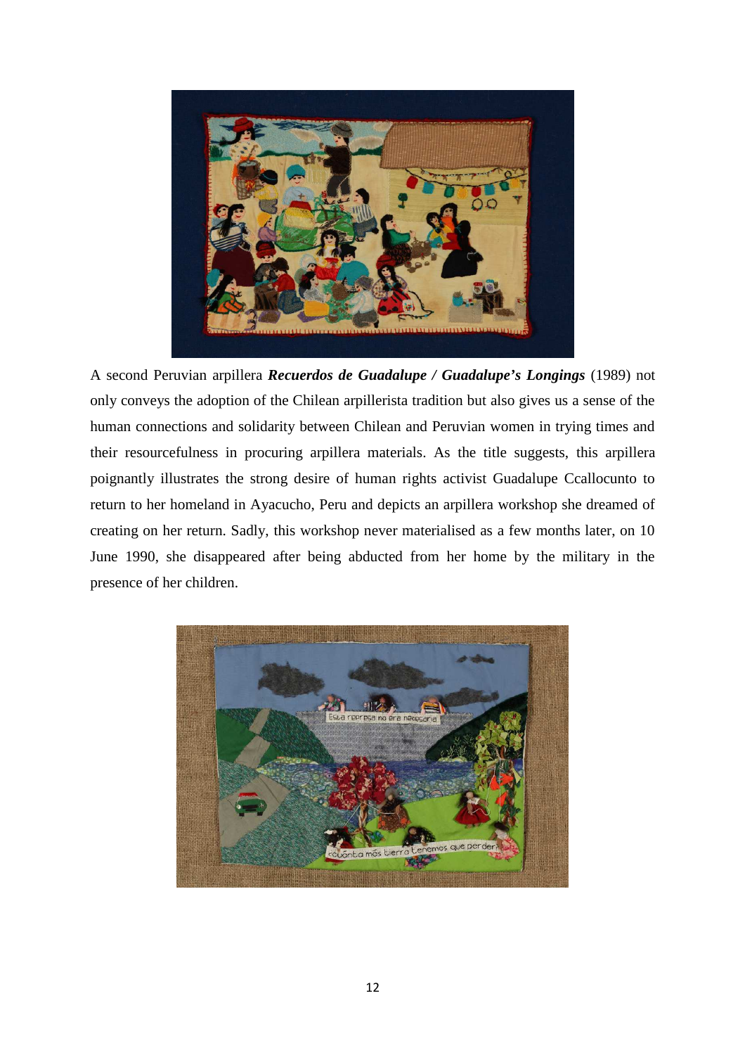A second Peruvian arpillera ***Recuerdos de Guadalupe / Guadalupe's Longings*** (1989) not only conveys the adoption of the Chilean arpillerista tradition but also gives us a sense of the human connections and solidarity between Chilean and Peruvian women in trying times and their resourcefulness in procuring arpillera materials. As the title suggests, this arpillera poignantly illustrates the strong desire of human rights activist Guadalupe Ccallocunto to return to her homeland in Ayacucho, Peru and depicts an arpillera workshop she dreamed of creating on her return. Sadly, this workshop never materialised as a few months later, on 10 June 1990, she disappeared after being abducted from her home by the military in the presence of her children.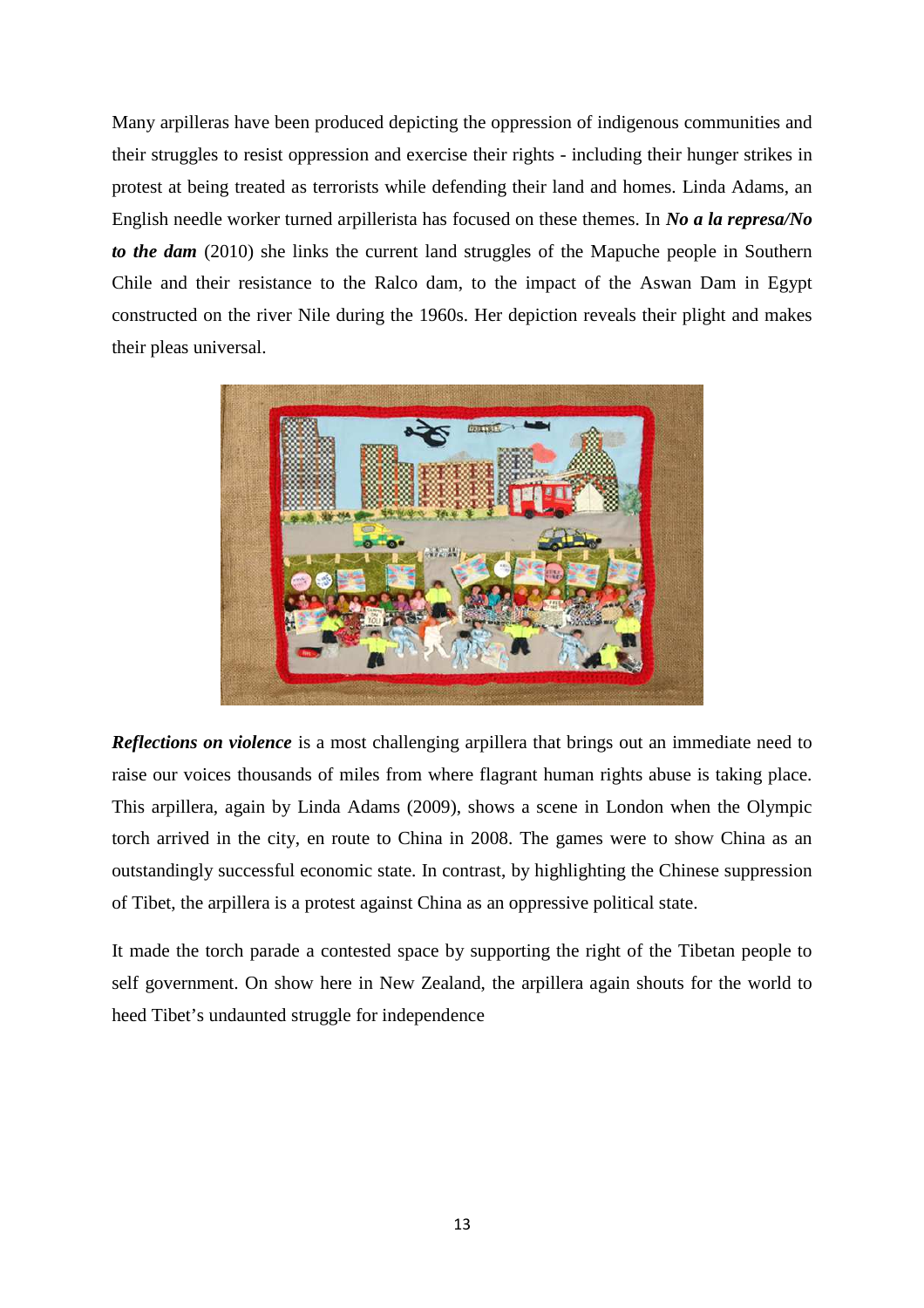Many arpilleras have been produced depicting the oppression of indigenous communities and their struggles to resist oppression and exercise their rights - including their hunger strikes in protest at being treated as terrorists while defending their land and homes. Linda Adams, an English needle worker turned arpillerista has focused on these themes. In ***No a la represa/No to the dam*** (2010) she links the current land struggles of the Mapuche people in Southern Chile and their resistance to the Ralco dam, to the impact of the Aswan Dam in Egypt constructed on the river Nile during the 1960s. Her depiction reveals their plight and makes their pleas universal.

***Reflections on violence*** is a most challenging arpillera that brings out an immediate need to raise our voices thousands of miles from where flagrant human rights abuse is taking place. This arpillera, again by Linda Adams (2009), shows a scene in London when the Olympic torch arrived in the city, en route to China in 2008. The games were to show China as an outstandingly successful economic state. In contrast, by highlighting the Chinese suppression of Tibet, the arpillera is a protest against China as an oppressive political state.

It made the torch parade a contested space by supporting the right of the Tibetan people to self government. On show here in New Zealand, the arpillera again shouts for the world to heed Tibet's undaunted struggle for independence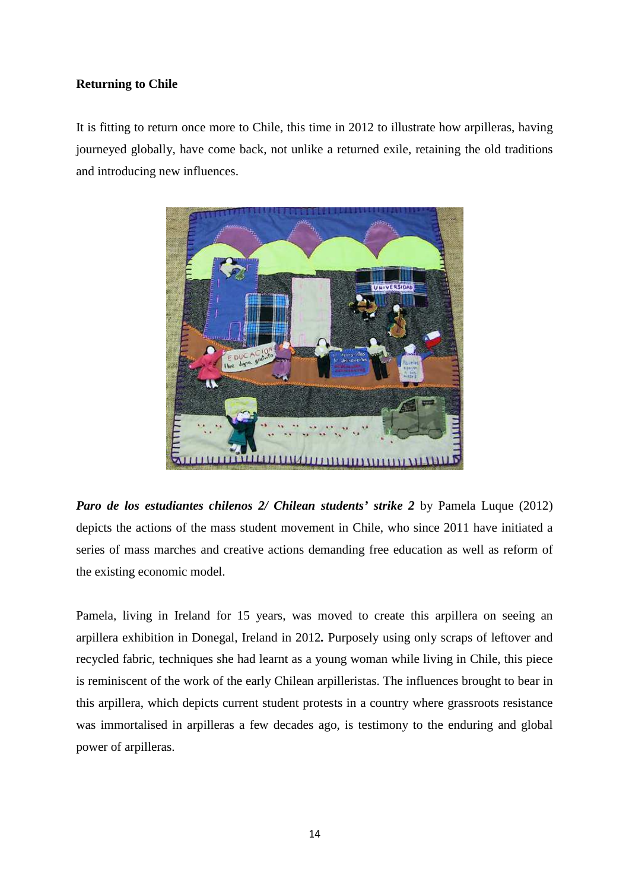**Returning to Chile**

It is fitting to return once more to Chile, this time in 2012 to illustrate how arpilleras, having journeyed globally, have come back, not unlike a returned exile, retaining the old traditions and introducing new influences.

***Paro de los estudiantes chilenos 2/ Chilean students' strike 2*** by Pamela Luque (2012) depicts the actions of the mass student movement in Chile, who since 2011 have initiated a series of mass marches and creative actions demanding free education as well as reform of the existing economic model.

Pamela, living in Ireland for 15 years, was moved to create this arpillera on seeing an arpillera exhibition in Donegal, Ireland in 2012**.** Purposely using only scraps of leftover and recycled fabric, techniques she had learnt as a young woman while living in Chile, this piece is reminiscent of the work of the early Chilean arpilleristas. The influences brought to bear in this arpillera, which depicts current student protests in a country where grassroots resistance was immortalised in arpilleras a few decades ago, is testimony to the enduring and global power of arpilleras.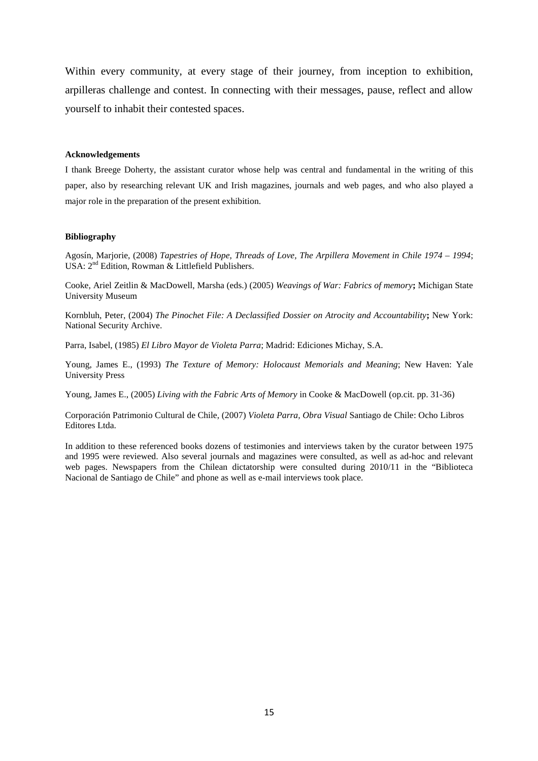Within every community, at every stage of their journey, from inception to exhibition, arpilleras challenge and contest. In connecting with their messages, pause, reflect and allow yourself to inhabit their contested spaces.

**Acknowledgements**

I thank Breege Doherty, the assistant curator whose help was central and fundamental in the writing of this paper, also by researching relevant UK and Irish magazines, journals and web pages, and who also played a major role in the preparation of the present exhibition.

**Bibliography**

Agosín, Marjorie, (2008) *Tapestries of Hope, Threads of Love, The Arpillera Movement in Chile 1974 – 1994*; USA: 2nd Edition, Rowman & Littlefield Publishers.

Cooke, Ariel Zeitlin & MacDowell, Marsha (eds.) (2005) *Weavings of War: Fabrics of memory***;** Michigan State University Museum

Kornbluh, Peter, (2004) *The Pinochet File: A Declassified Dossier on Atrocity and Accountability***;** New York: National Security Archive.

Parra, Isabel, (1985) *El Libro Mayor de Violeta Parra*; Madrid: Ediciones Michay, S.A.

Young, James E., (1993) *The Texture of Memory: Holocaust Memorials and Meaning*; New Haven: Yale University Press

Young, James E., (2005) *Living with the Fabric Arts of Memory* in Cooke & MacDowell (op.cit. pp. 31-36)

Corporación Patrimonio Cultural de Chile, (2007) *Violeta Parra, Obra Visual* Santiago de Chile: Ocho Libros Editores Ltda.

In addition to these referenced books dozens of testimonies and interviews taken by the curator between 1975 and 1995 were reviewed. Also several journals and magazines were consulted, as well as ad-hoc and relevant web pages. Newspapers from the Chilean dictatorship were consulted during 2010/11 in the "Biblioteca Nacional de Santiago de Chile" and phone as well as e-mail interviews took place.